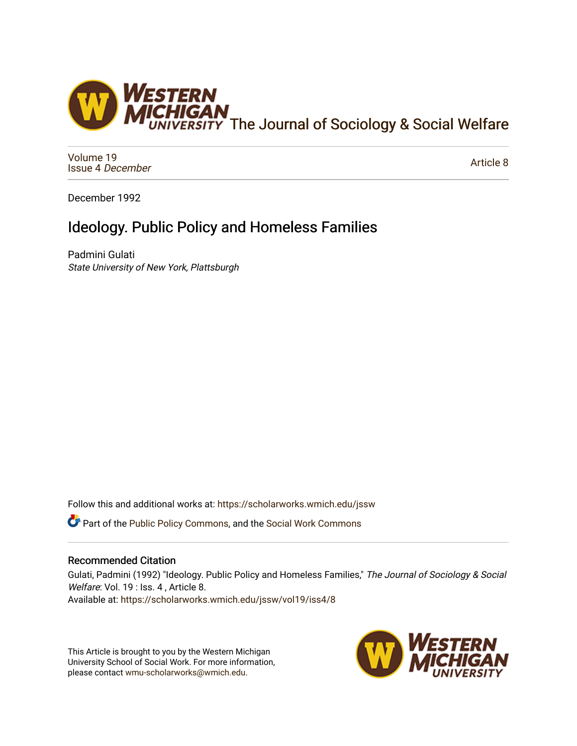The Journal of Sociology & Social Welfare

Volume 19
Issue 4 *December*

Article 8

December 1992

# Ideology. Public Policy and Homeless Families

Padmini Gulati
*State University of New York, Plattsburgh*

Follow this and additional works at: https://scholarworks.wmich.edu/jssw

Part of the Public Policy Commons, and the Social Work Commons

## Recommended Citation

Gulati, Padmini (1992) "Ideology. Public Policy and Homeless Families," *The Journal of Sociology & Social Welfare*: Vol. 19 : Iss. 4 , Article 8.
Available at: https://scholarworks.wmich.edu/jssw/vol19/iss4/8

This Article is brought to you by the Western Michigan University School of Social Work. For more information, please contact wmu-scholarworks@wmich.edu.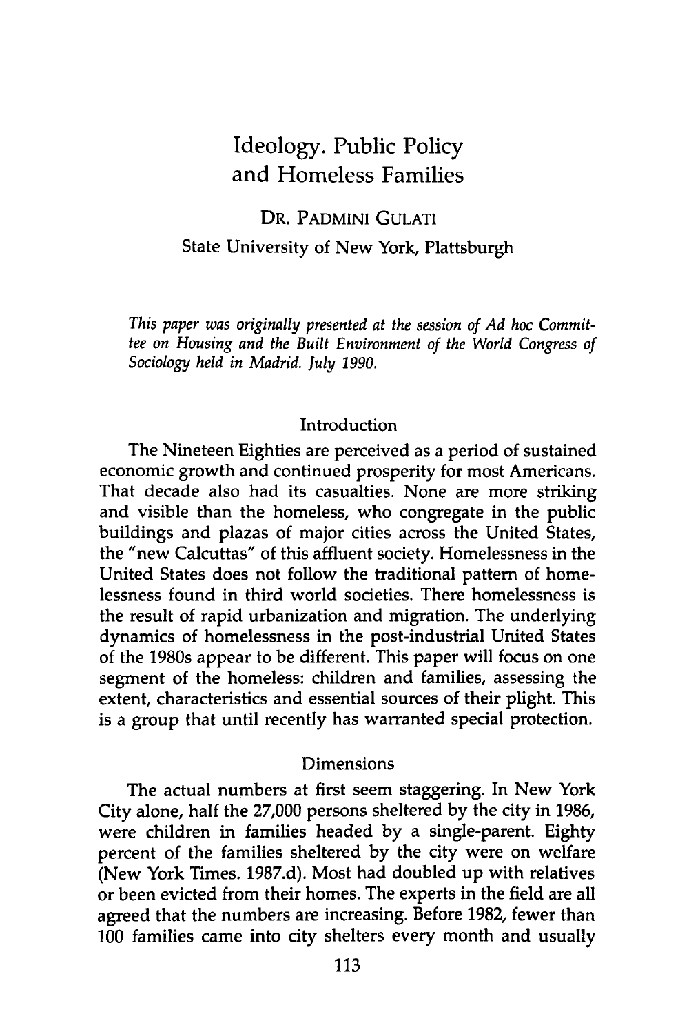# Ideology. Public Policy and Homeless Families

DR. PADMINI GULATI

State University of New York, Plattsburgh

*This paper was originally presented at the session of Ad hoc Committee on Housing and the Built Environment of the World Congress of Sociology held in Madrid. July 1990.*

## Introduction

The Nineteen Eighties are perceived as a period of sustained economic growth and continued prosperity for most Americans. That decade also had its casualties. None are more striking and visible than the homeless, who congregate in the public buildings and plazas of major cities across the United States, the "new Calcuttas" of this affluent society. Homelessness in the United States does not follow the traditional pattern of homelessness found in third world societies. There homelessness is the result of rapid urbanization and migration. The underlying dynamics of homelessness in the post-industrial United States of the 1980s appear to be different. This paper will focus on one segment of the homeless: children and families, assessing the extent, characteristics and essential sources of their plight. This is a group that until recently has warranted special protection.

## Dimensions

The actual numbers at first seem staggering. In New York City alone, half the 27,000 persons sheltered by the city in 1986, were children in families headed by a single-parent. Eighty percent of the families sheltered by the city were on welfare (New York Times. 1987.d). Most had doubled up with relatives or been evicted from their homes. The experts in the field are all agreed that the numbers are increasing. Before 1982, fewer than 100 families came into city shelters every month and usually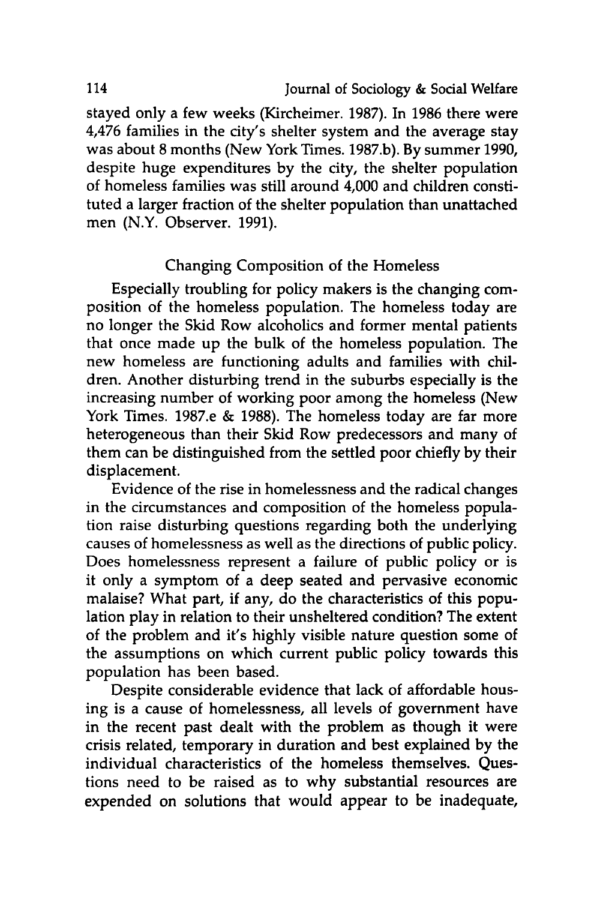stayed only a few weeks (Kircheimer. 1987). In 1986 there were 4,476 families in the city's shelter system and the average stay was about 8 months (New York Times. 1987.b). By summer 1990, despite huge expenditures by the city, the shelter population of homeless families was still around 4,000 and children constituted a larger fraction of the shelter population than unattached men (N.Y. Observer. 1991).

## Changing Composition of the Homeless

Especially troubling for policy makers is the changing composition of the homeless population. The homeless today are no longer the Skid Row alcoholics and former mental patients that once made up the bulk of the homeless population. The new homeless are functioning adults and families with children. Another disturbing trend in the suburbs especially is the increasing number of working poor among the homeless (New York Times. 1987.e & 1988). The homeless today are far more heterogeneous than their Skid Row predecessors and many of them can be distinguished from the settled poor chiefly by their displacement.

Evidence of the rise in homelessness and the radical changes in the circumstances and composition of the homeless population raise disturbing questions regarding both the underlying causes of homelessness as well as the directions of public policy. Does homelessness represent a failure of public policy or is it only a symptom of a deep seated and pervasive economic malaise? What part, if any, do the characteristics of this population play in relation to their unsheltered condition? The extent of the problem and it's highly visible nature question some of the assumptions on which current public policy towards this population has been based.

Despite considerable evidence that lack of affordable housing is a cause of homelessness, all levels of government have in the recent past dealt with the problem as though it were crisis related, temporary in duration and best explained by the individual characteristics of the homeless themselves. Questions need to be raised as to why substantial resources are expended on solutions that would appear to be inadequate,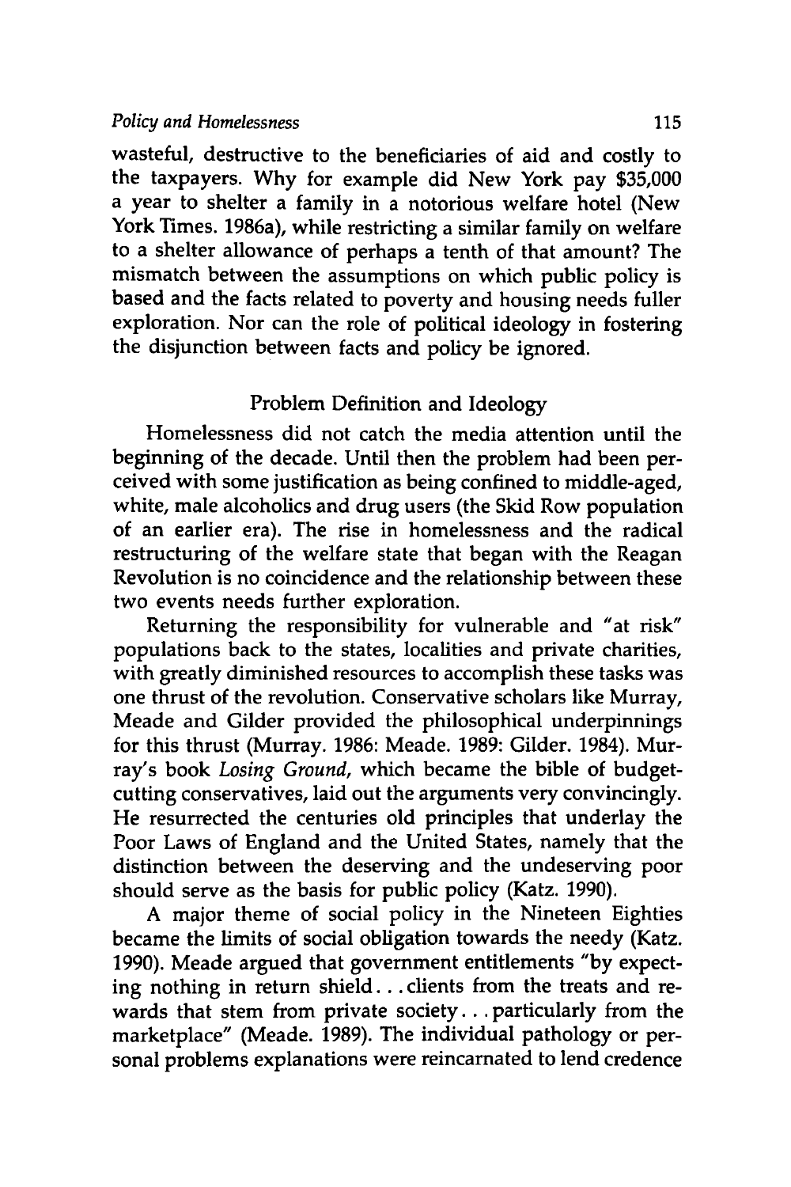wasteful, destructive to the beneficiaries of aid and costly to the taxpayers. Why for example did New York pay $35,000 a year to shelter a family in a notorious welfare hotel (New York Times. 1986a), while restricting a similar family on welfare to a shelter allowance of perhaps a tenth of that amount? The mismatch between the assumptions on which public policy is based and the facts related to poverty and housing needs fuller exploration. Nor can the role of political ideology in fostering the disjunction between facts and policy be ignored.

## Problem Definition and Ideology

Homelessness did not catch the media attention until the beginning of the decade. Until then the problem had been perceived with some justification as being confined to middle-aged, white, male alcoholics and drug users (the Skid Row population of an earlier era). The rise in homelessness and the radical restructuring of the welfare state that began with the Reagan Revolution is no coincidence and the relationship between these two events needs further exploration.

Returning the responsibility for vulnerable and "at risk" populations back to the states, localities and private charities, with greatly diminished resources to accomplish these tasks was one thrust of the revolution. Conservative scholars like Murray, Meade and Gilder provided the philosophical underpinnings for this thrust (Murray. 1986: Meade. 1989: Gilder. 1984). Murray's book *Losing Ground*, which became the bible of budget-cutting conservatives, laid out the arguments very convincingly. He resurrected the centuries old principles that underlay the Poor Laws of England and the United States, namely that the distinction between the deserving and the undeserving poor should serve as the basis for public policy (Katz. 1990).

A major theme of social policy in the Nineteen Eighties became the limits of social obligation towards the needy (Katz. 1990). Meade argued that government entitlements "by expecting nothing in return shield... clients from the treats and rewards that stem from private society... particularly from the marketplace" (Meade. 1989). The individual pathology or personal problems explanations were reincarnated to lend credence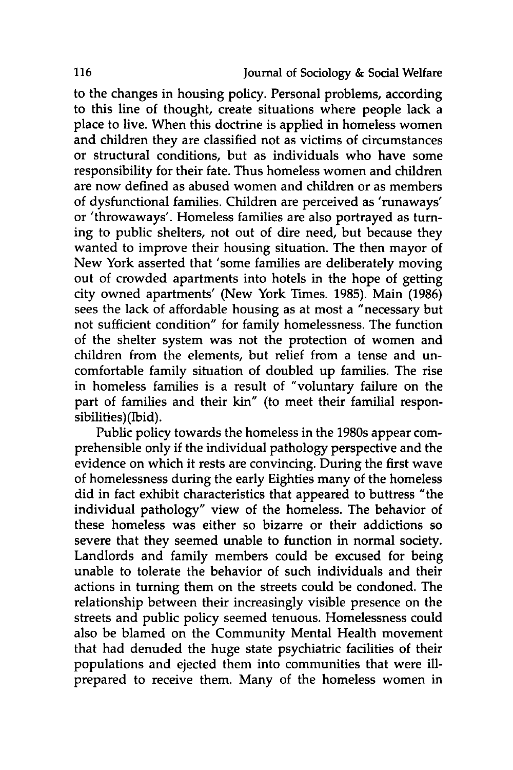to the changes in housing policy. Personal problems, according to this line of thought, create situations where people lack a place to live. When this doctrine is applied in homeless women and children they are classified not as victims of circumstances or structural conditions, but as individuals who have some responsibility for their fate. Thus homeless women and children are now defined as abused women and children or as members of dysfunctional families. Children are perceived as 'runaways' or 'throwaways'. Homeless families are also portrayed as turning to public shelters, not out of dire need, but because they wanted to improve their housing situation. The then mayor of New York asserted that 'some families are deliberately moving out of crowded apartments into hotels in the hope of getting city owned apartments' (New York Times. 1985). Main (1986) sees the lack of affordable housing as at most a "necessary but not sufficient condition" for family homelessness. The function of the shelter system was not the protection of women and children from the elements, but relief from a tense and uncomfortable family situation of doubled up families. The rise in homeless families is a result of "voluntary failure on the part of families and their kin" (to meet their familial responsibilities)(Ibid).

Public policy towards the homeless in the 1980s appear comprehensible only if the individual pathology perspective and the evidence on which it rests are convincing. During the first wave of homelessness during the early Eighties many of the homeless did in fact exhibit characteristics that appeared to buttress "the individual pathology" view of the homeless. The behavior of these homeless was either so bizarre or their addictions so severe that they seemed unable to function in normal society. Landlords and family members could be excused for being unable to tolerate the behavior of such individuals and their actions in turning them on the streets could be condoned. The relationship between their increasingly visible presence on the streets and public policy seemed tenuous. Homelessness could also be blamed on the Community Mental Health movement that had denuded the huge state psychiatric facilities of their populations and ejected them into communities that were ill-prepared to receive them. Many of the homeless women in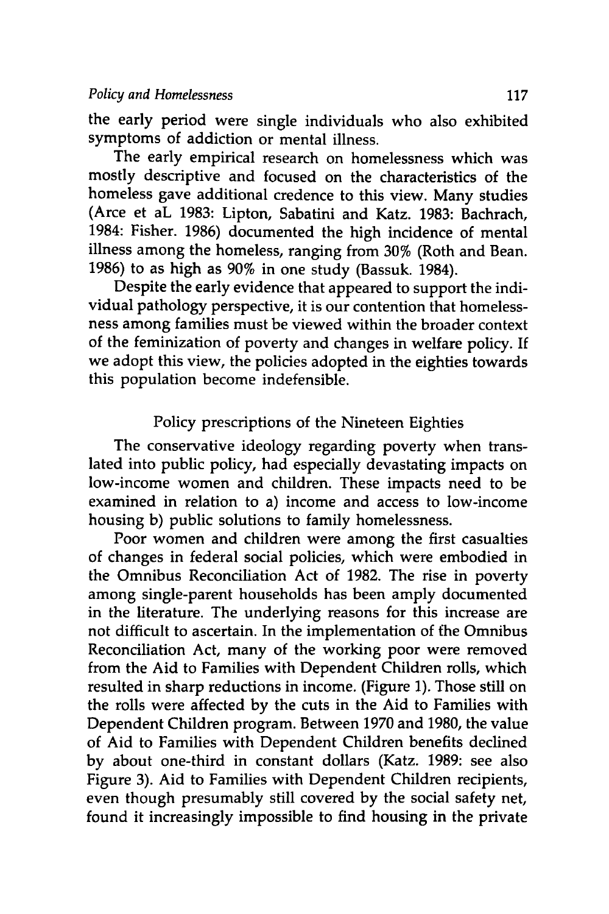the early period were single individuals who also exhibited symptoms of addiction or mental illness.

The early empirical research on homelessness which was mostly descriptive and focused on the characteristics of the homeless gave additional credence to this view. Many studies (Arce et aL 1983: Lipton, Sabatini and Katz. 1983: Bachrach, 1984: Fisher. 1986) documented the high incidence of mental illness among the homeless, ranging from 30% (Roth and Bean. 1986) to as high as 90% in one study (Bassuk. 1984).

Despite the early evidence that appeared to support the individual pathology perspective, it is our contention that homelessness among families must be viewed within the broader context of the feminization of poverty and changes in welfare policy. If we adopt this view, the policies adopted in the eighties towards this population become indefensible.

## Policy prescriptions of the Nineteen Eighties

The conservative ideology regarding poverty when translated into public policy, had especially devastating impacts on low-income women and children. These impacts need to be examined in relation to a) income and access to low-income housing b) public solutions to family homelessness.

Poor women and children were among the first casualties of changes in federal social policies, which were embodied in the Omnibus Reconciliation Act of 1982. The rise in poverty among single-parent households has been amply documented in the literature. The underlying reasons for this increase are not difficult to ascertain. In the implementation of the Omnibus Reconciliation Act, many of the working poor were removed from the Aid to Families with Dependent Children rolls, which resulted in sharp reductions in income. (Figure 1). Those still on the rolls were affected by the cuts in the Aid to Families with Dependent Children program. Between 1970 and 1980, the value of Aid to Families with Dependent Children benefits declined by about one-third in constant dollars (Katz. 1989: see also Figure 3). Aid to Families with Dependent Children recipients, even though presumably still covered by the social safety net, found it increasingly impossible to find housing in the private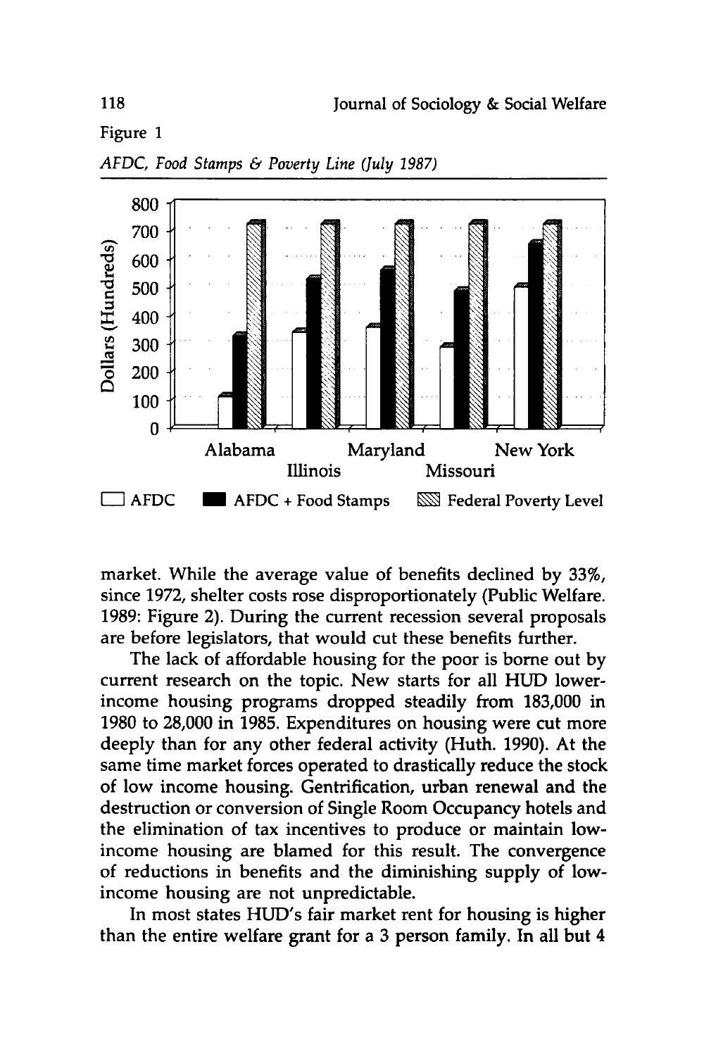Figure 1

*AFDC, Food Stamps & Poverty Line (July 1987)*

market. While the average value of benefits declined by 33%, since 1972, shelter costs rose disproportionately (Public Welfare. 1989: Figure 2). During the current recession several proposals are before legislators, that would cut these benefits further.

The lack of affordable housing for the poor is borne out by current research on the topic. New starts for all HUD lower-income housing programs dropped steadily from 183,000 in 1980 to 28,000 in 1985. Expenditures on housing were cut more deeply than for any other federal activity (Huth. 1990). At the same time market forces operated to drastically reduce the stock of low income housing. Gentrification, urban renewal and the destruction or conversion of Single Room Occupancy hotels and the elimination of tax incentives to produce or maintain low-income housing are blamed for this result. The convergence of reductions in benefits and the diminishing supply of low-income housing are not unpredictable.

In most states HUD's fair market rent for housing is higher than the entire welfare grant for a 3 person family. In all but 4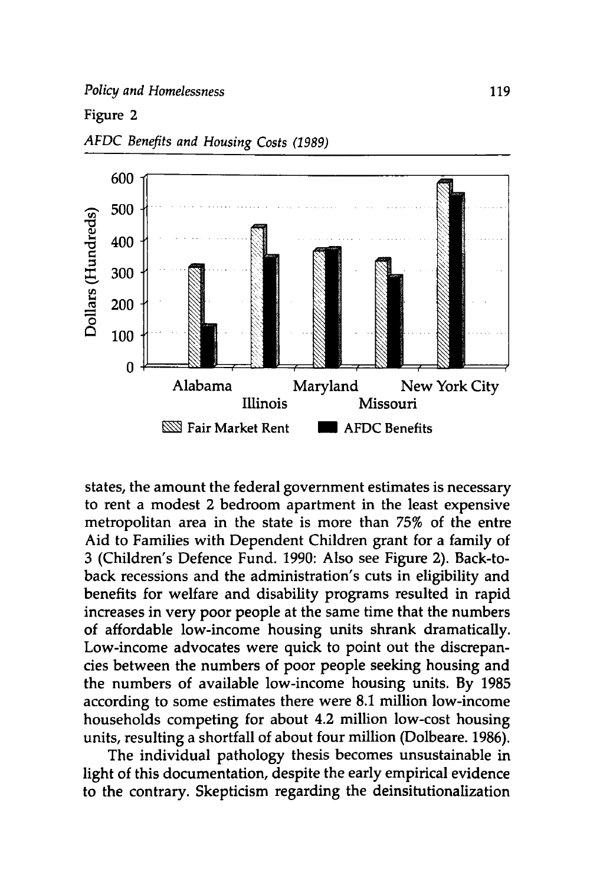Figure 2

*AFDC Benefits and Housing Costs (1989)*

states, the amount the federal government estimates is necessary to rent a modest 2 bedroom apartment in the least expensive metropolitan area in the state is more than 75% of the entre Aid to Families with Dependent Children grant for a family of 3 (Children's Defence Fund. 1990: Also see Figure 2). Back-to-back recessions and the administration's cuts in eligibility and benefits for welfare and disability programs resulted in rapid increases in very poor people at the same time that the numbers of affordable low-income housing units shrank dramatically. Low-income advocates were quick to point out the discrepancies between the numbers of poor people seeking housing and the numbers of available low-income housing units. By 1985 according to some estimates there were 8.1 million low-income households competing for about 4.2 million low-cost housing units, resulting a shortfall of about four million (Dolbeare. 1986).

The individual pathology thesis becomes unsustainable in light of this documentation, despite the early empirical evidence to the contrary. Skepticism regarding the deinsitutionalization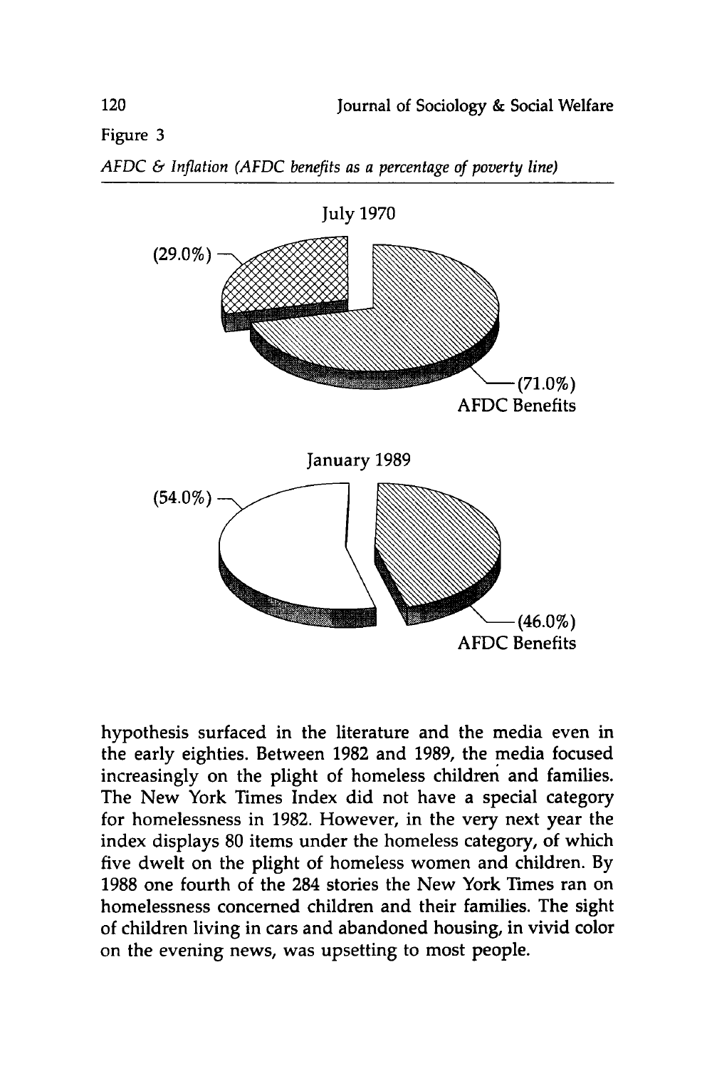Figure 3

*AFDC & Inflation (AFDC benefits as a percentage of poverty line)*

July 1970

(29.0%)

(71.0%)
AFDC Benefits

January 1989

(54.0%)

(46.0%)
AFDC Benefits

hypothesis surfaced in the literature and the media even in the early eighties. Between 1982 and 1989, the media focused increasingly on the plight of homeless children and families. The New York Times Index did not have a special category for homelessness in 1982. However, in the very next year the index displays 80 items under the homeless category, of which five dwelt on the plight of homeless women and children. By 1988 one fourth of the 284 stories the New York Times ran on homelessness concerned children and their families. The sight of children living in cars and abandoned housing, in vivid color on the evening news, was upsetting to most people.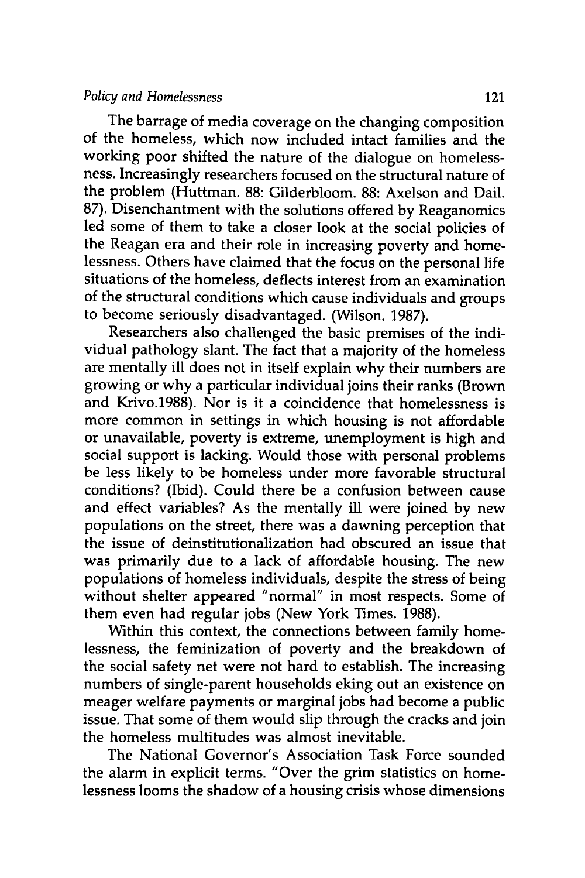The barrage of media coverage on the changing composition of the homeless, which now included intact families and the working poor shifted the nature of the dialogue on homelessness. Increasingly researchers focused on the structural nature of the problem (Huttman. 88: Gilderbloom. 88: Axelson and Dail. 87). Disenchantment with the solutions offered by Reaganomics led some of them to take a closer look at the social policies of the Reagan era and their role in increasing poverty and homelessness. Others have claimed that the focus on the personal life situations of the homeless, deflects interest from an examination of the structural conditions which cause individuals and groups to become seriously disadvantaged. (Wilson. 1987).

Researchers also challenged the basic premises of the individual pathology slant. The fact that a majority of the homeless are mentally ill does not in itself explain why their numbers are growing or why a particular individual joins their ranks (Brown and Krivo.1988). Nor is it a coincidence that homelessness is more common in settings in which housing is not affordable or unavailable, poverty is extreme, unemployment is high and social support is lacking. Would those with personal problems be less likely to be homeless under more favorable structural conditions? (Ibid). Could there be a confusion between cause and effect variables? As the mentally ill were joined by new populations on the street, there was a dawning perception that the issue of deinstitutionalization had obscured an issue that was primarily due to a lack of affordable housing. The new populations of homeless individuals, despite the stress of being without shelter appeared "normal" in most respects. Some of them even had regular jobs (New York Times. 1988).

Within this context, the connections between family homelessness, the feminization of poverty and the breakdown of the social safety net were not hard to establish. The increasing numbers of single-parent households eking out an existence on meager welfare payments or marginal jobs had become a public issue. That some of them would slip through the cracks and join the homeless multitudes was almost inevitable.

The National Governor's Association Task Force sounded the alarm in explicit terms. "Over the grim statistics on homelessness looms the shadow of a housing crisis whose dimensions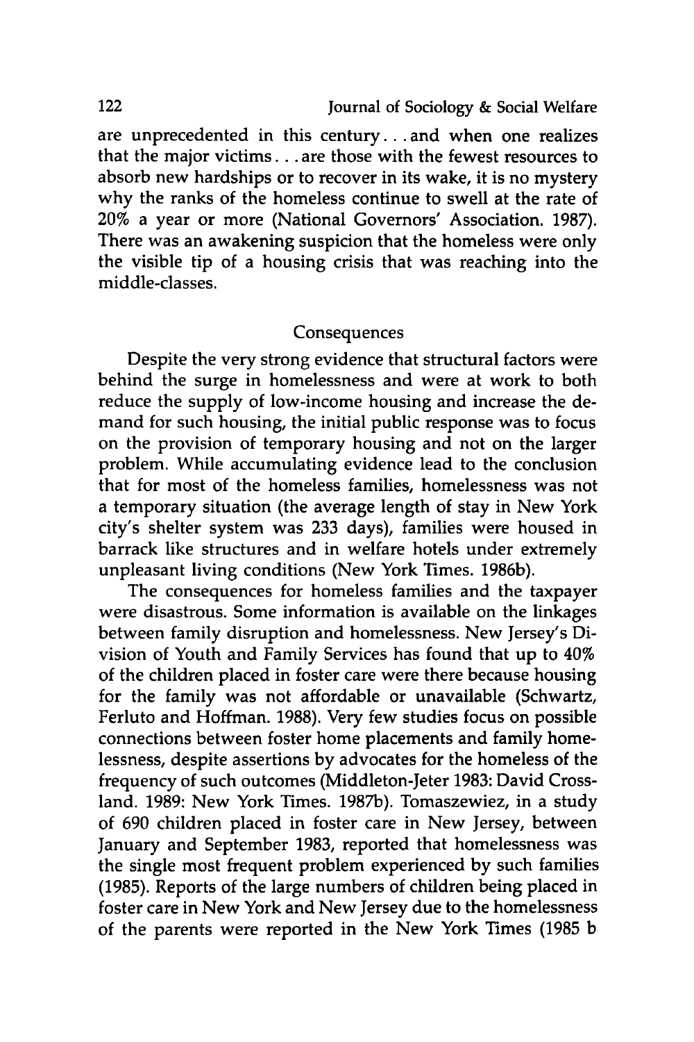are unprecedented in this century. . . and when one realizes that the major victims. . . are those with the fewest resources to absorb new hardships or to recover in its wake, it is no mystery why the ranks of the homeless continue to swell at the rate of 20% a year or more (National Governors' Association. 1987). There was an awakening suspicion that the homeless were only the visible tip of a housing crisis that was reaching into the middle-classes.

## Consequences

Despite the very strong evidence that structural factors were behind the surge in homelessness and were at work to both reduce the supply of low-income housing and increase the demand for such housing, the initial public response was to focus on the provision of temporary housing and not on the larger problem. While accumulating evidence lead to the conclusion that for most of the homeless families, homelessness was not a temporary situation (the average length of stay in New York city's shelter system was 233 days), families were housed in barrack like structures and in welfare hotels under extremely unpleasant living conditions (New York Times. 1986b).

The consequences for homeless families and the taxpayer were disastrous. Some information is available on the linkages between family disruption and homelessness. New Jersey's Division of Youth and Family Services has found that up to 40% of the children placed in foster care were there because housing for the family was not affordable or unavailable (Schwartz, Ferluto and Hoffman. 1988). Very few studies focus on possible connections between foster home placements and family homelessness, despite assertions by advocates for the homeless of the frequency of such outcomes (Middleton-Jeter 1983: David Crossland. 1989: New York Times. 1987b). Tomaszewiez, in a study of 690 children placed in foster care in New Jersey, between January and September 1983, reported that homelessness was the single most frequent problem experienced by such families (1985). Reports of the large numbers of children being placed in foster care in New York and New Jersey due to the homelessness of the parents were reported in the New York Times (1985 b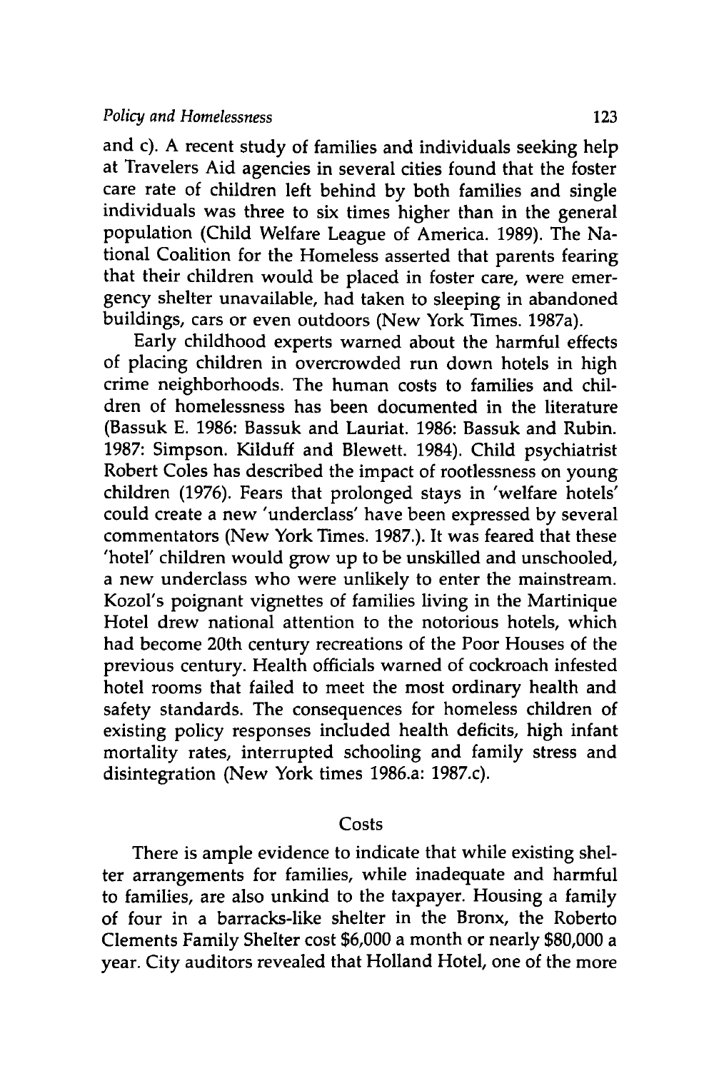and c). A recent study of families and individuals seeking help at Travelers Aid agencies in several cities found that the foster care rate of children left behind by both families and single individuals was three to six times higher than in the general population (Child Welfare League of America. 1989). The National Coalition for the Homeless asserted that parents fearing that their children would be placed in foster care, were emergency shelter unavailable, had taken to sleeping in abandoned buildings, cars or even outdoors (New York Times. 1987a).

Early childhood experts warned about the harmful effects of placing children in overcrowded run down hotels in high crime neighborhoods. The human costs to families and children of homelessness has been documented in the literature (Bassuk E. 1986: Bassuk and Lauriat. 1986: Bassuk and Rubin. 1987: Simpson. Kilduff and Blewett. 1984). Child psychiatrist Robert Coles has described the impact of rootlessness on young children (1976). Fears that prolonged stays in 'welfare hotels' could create a new 'underclass' have been expressed by several commentators (New York Times. 1987.). It was feared that these 'hotel' children would grow up to be unskilled and unschooled, a new underclass who were unlikely to enter the mainstream. Kozol's poignant vignettes of families living in the Martinique Hotel drew national attention to the notorious hotels, which had become 20th century recreations of the Poor Houses of the previous century. Health officials warned of cockroach infested hotel rooms that failed to meet the most ordinary health and safety standards. The consequences for homeless children of existing policy responses included health deficits, high infant mortality rates, interrupted schooling and family stress and disintegration (New York times 1986.a: 1987.c).

## Costs

There is ample evidence to indicate that while existing shelter arrangements for families, while inadequate and harmful to families, are also unkind to the taxpayer. Housing a family of four in a barracks-like shelter in the Bronx, the Roberto Clements Family Shelter cost $6,000 a month or nearly $80,000 a year. City auditors revealed that Holland Hotel, one of the more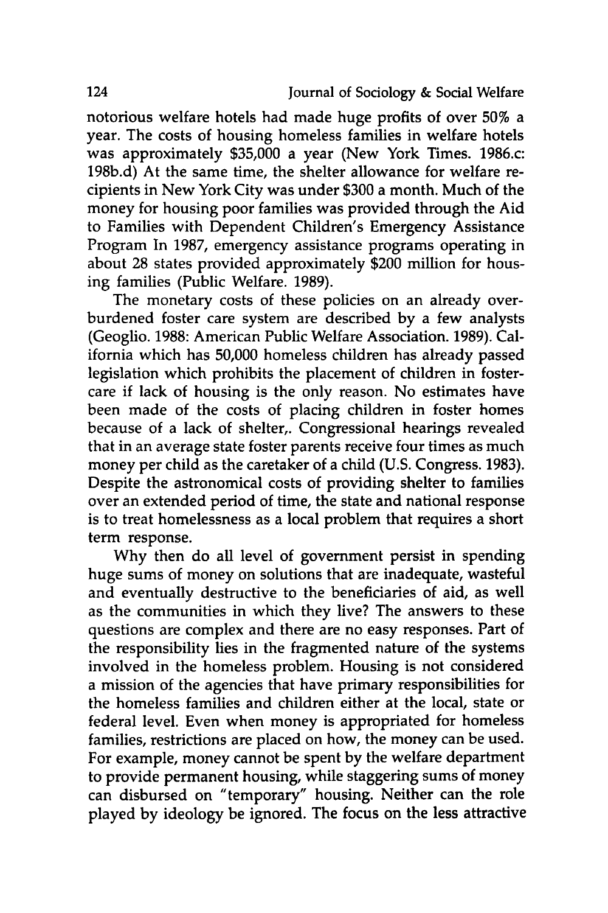notorious welfare hotels had made huge profits of over 50% a year. The costs of housing homeless families in welfare hotels was approximately $35,000 a year (New York Times. 1986.c: 198b.d) At the same time, the shelter allowance for welfare recipients in New York City was under $300 a month. Much of the money for housing poor families was provided through the Aid to Families with Dependent Children's Emergency Assistance Program In 1987, emergency assistance programs operating in about 28 states provided approximately $200 million for housing families (Public Welfare. 1989).

The monetary costs of these policies on an already overburdened foster care system are described by a few analysts (Geoglio. 1988: American Public Welfare Association. 1989). California which has 50,000 homeless children has already passed legislation which prohibits the placement of children in fostercare if lack of housing is the only reason. No estimates have been made of the costs of placing children in foster homes because of a lack of shelter,. Congressional hearings revealed that in an average state foster parents receive four times as much money per child as the caretaker of a child (U.S. Congress. 1983). Despite the astronomical costs of providing shelter to families over an extended period of time, the state and national response is to treat homelessness as a local problem that requires a short term response.

Why then do all level of government persist in spending huge sums of money on solutions that are inadequate, wasteful and eventually destructive to the beneficiaries of aid, as well as the communities in which they live? The answers to these questions are complex and there are no easy responses. Part of the responsibility lies in the fragmented nature of the systems involved in the homeless problem. Housing is not considered a mission of the agencies that have primary responsibilities for the homeless families and children either at the local, state or federal level. Even when money is appropriated for homeless families, restrictions are placed on how, the money can be used. For example, money cannot be spent by the welfare department to provide permanent housing, while staggering sums of money can disbursed on "temporary" housing. Neither can the role played by ideology be ignored. The focus on the less attractive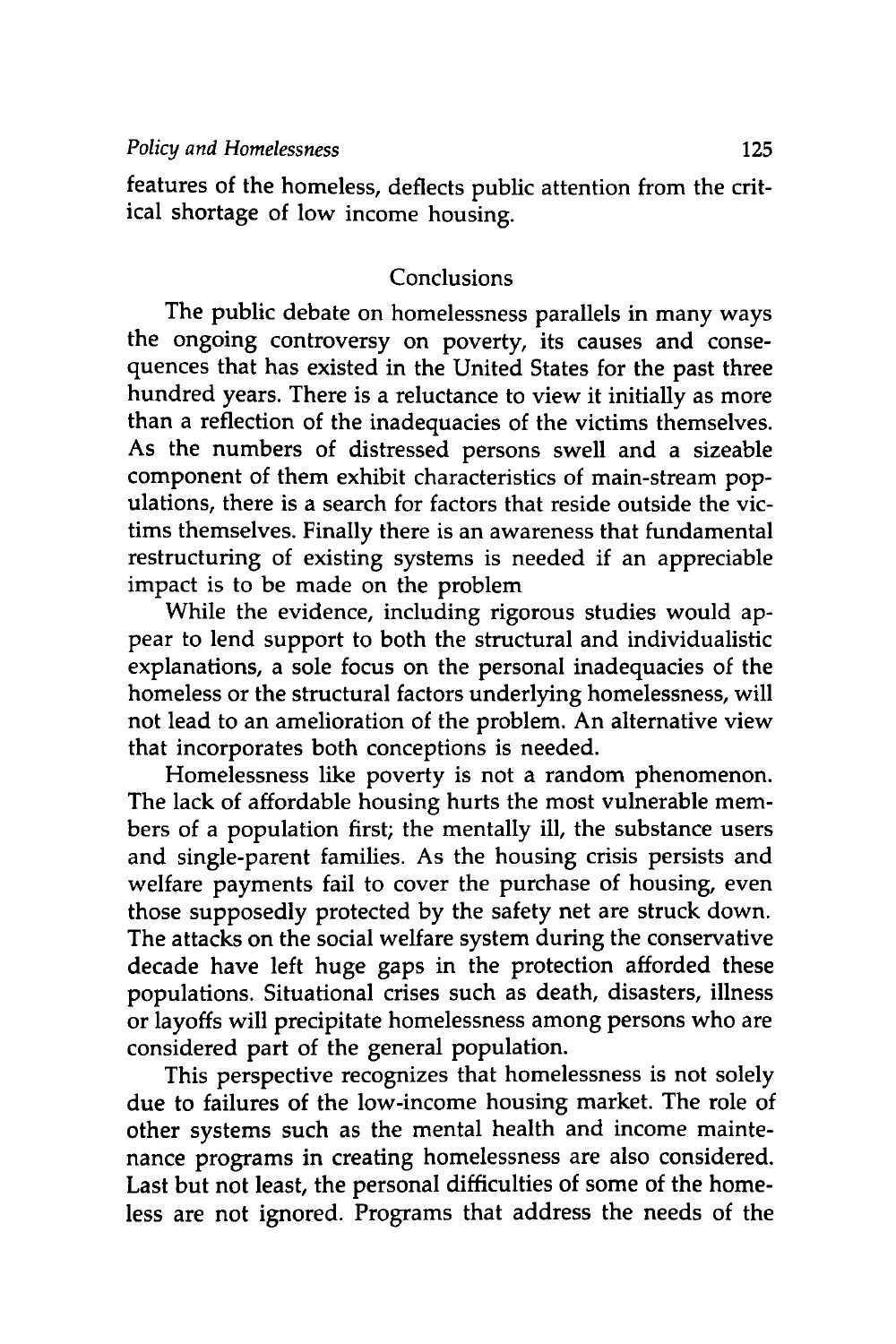features of the homeless, deflects public attention from the critical shortage of low income housing.

## Conclusions

The public debate on homelessness parallels in many ways the ongoing controversy on poverty, its causes and consequences that has existed in the United States for the past three hundred years. There is a reluctance to view it initially as more than a reflection of the inadequacies of the victims themselves. As the numbers of distressed persons swell and a sizeable component of them exhibit characteristics of main-stream populations, there is a search for factors that reside outside the victims themselves. Finally there is an awareness that fundamental restructuring of existing systems is needed if an appreciable impact is to be made on the problem

While the evidence, including rigorous studies would appear to lend support to both the structural and individualistic explanations, a sole focus on the personal inadequacies of the homeless or the structural factors underlying homelessness, will not lead to an amelioration of the problem. An alternative view that incorporates both conceptions is needed.

Homelessness like poverty is not a random phenomenon. The lack of affordable housing hurts the most vulnerable members of a population first; the mentally ill, the substance users and single-parent families. As the housing crisis persists and welfare payments fail to cover the purchase of housing, even those supposedly protected by the safety net are struck down. The attacks on the social welfare system during the conservative decade have left huge gaps in the protection afforded these populations. Situational crises such as death, disasters, illness or layoffs will precipitate homelessness among persons who are considered part of the general population.

This perspective recognizes that homelessness is not solely due to failures of the low-income housing market. The role of other systems such as the mental health and income maintenance programs in creating homelessness are also considered. Last but not least, the personal difficulties of some of the homeless are not ignored. Programs that address the needs of the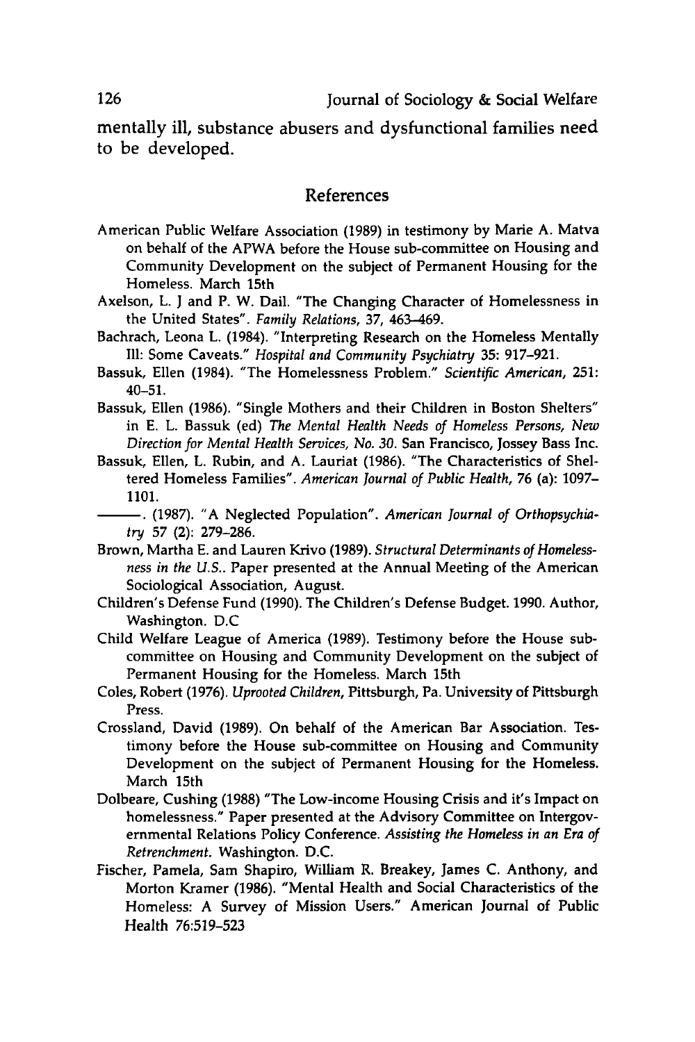mentally ill, substance abusers and dysfunctional families need to be developed.

## References

American Public Welfare Association (1989) in testimony by Marie A. Matva on behalf of the APWA before the House sub-committee on Housing and Community Development on the subject of Permanent Housing for the Homeless. March 15th

Axelson, L. J and P. W. Dail. "The Changing Character of Homelessness in the United States". *Family Relations,* 37, 463–469.

Bachrach, Leona L. (1984). "Interpreting Research on the Homeless Mentally Ill: Some Caveats." *Hospital and Community Psychiatry* 35: 917–921.

Bassuk, Ellen (1984). "The Homelessness Problem." *Scientific American,* 251: 40–51.

Bassuk, Ellen (1986). "Single Mothers and their Children in Boston Shelters" in E. L. Bassuk (ed) *The Mental Health Needs of Homeless Persons, New Direction for Mental Health Services, No. 30.* San Francisco, Jossey Bass Inc.

Bassuk, Ellen, L. Rubin, and A. Lauriat (1986). "The Characteristics of Sheltered Homeless Families". *American Journal of Public Health,* 76 (a): 1097–1101.

———. (1987). "A Neglected Population". *American Journal of Orthopsychiatry* 57 (2): 279–286.

Brown, Martha E. and Lauren Krivo (1989). *Structural Determinants of Homelessness in the U.S..* Paper presented at the Annual Meeting of the American Sociological Association, August.

Children's Defense Fund (1990). The Children's Defense Budget. 1990. Author, Washington. D.C

Child Welfare League of America (1989). Testimony before the House sub-committee on Housing and Community Development on the subject of Permanent Housing for the Homeless. March 15th

Coles, Robert (1976). *Uprooted Children,* Pittsburgh, Pa. University of Pittsburgh Press.

Crossland, David (1989). On behalf of the American Bar Association. Testimony before the House sub-committee on Housing and Community Development on the subject of Permanent Housing for the Homeless. March 15th

Dolbeare, Cushing (1988) "The Low-income Housing Crisis and it's Impact on homelessness." Paper presented at the Advisory Committee on Intergovernmental Relations Policy Conference. *Assisting the Homeless in an Era of Retrenchment.* Washington. D.C.

Fischer, Pamela, Sam Shapiro, William R. Breakey, James C. Anthony, and Morton Kramer (1986). "Mental Health and Social Characteristics of the Homeless: A Survey of Mission Users." American Journal of Public Health 76:519–523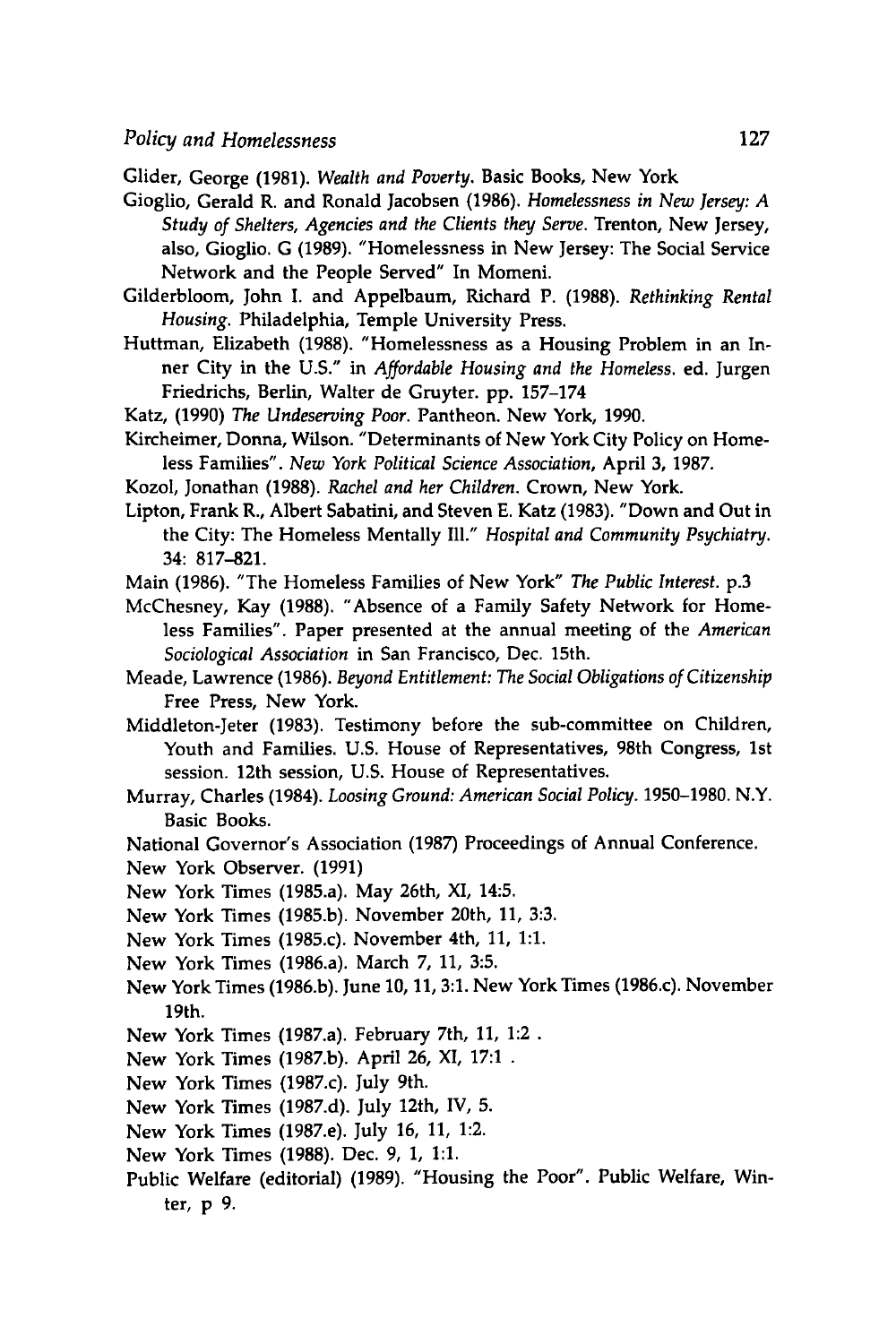Glider, George (1981). *Wealth and Poverty*. Basic Books, New York

Gioglio, Gerald R. and Ronald Jacobsen (1986). *Homelessness in New Jersey: A Study of Shelters, Agencies and the Clients they Serve*. Trenton, New Jersey, also, Gioglio. G (1989). "Homelessness in New Jersey: The Social Service Network and the People Served" In Momeni.

Gilderbloom, John I. and Appelbaum, Richard P. (1988). *Rethinking Rental Housing*. Philadelphia, Temple University Press.

Huttman, Elizabeth (1988). "Homelessness as a Housing Problem in an Inner City in the U.S." in *Affordable Housing and the Homeless*. ed. Jurgen Friedrichs, Berlin, Walter de Gruyter. pp. 157–174

Katz, (1990) *The Undeserving Poor*. Pantheon. New York, 1990.

Kircheimer, Donna, Wilson. "Determinants of New York City Policy on Homeless Families". *New York Political Science Association*, April 3, 1987.

Kozol, Jonathan (1988). *Rachel and her Children*. Crown, New York.

Lipton, Frank R., Albert Sabatini, and Steven E. Katz (1983). "Down and Out in the City: The Homeless Mentally Ill." *Hospital and Community Psychiatry*. 34: 817–821.

Main (1986). "The Homeless Families of New York" *The Public Interest*. p.3

McChesney, Kay (1988). "Absence of a Family Safety Network for Homeless Families". Paper presented at the annual meeting of the *American Sociological Association* in San Francisco, Dec. 15th.

Meade, Lawrence (1986). *Beyond Entitlement: The Social Obligations of Citizenship* Free Press, New York.

Middleton-Jeter (1983). Testimony before the sub-committee on Children, Youth and Families. U.S. House of Representatives, 98th Congress, 1st session. 12th session, U.S. House of Representatives.

Murray, Charles (1984). *Loosing Ground: American Social Policy*. 1950–1980. N.Y. Basic Books.

National Governor's Association (1987) Proceedings of Annual Conference.

New York Observer. (1991)

New York Times (1985.a). May 26th, XI, 14:5.

New York Times (1985.b). November 20th, 11, 3:3.

New York Times (1985.c). November 4th, 11, 1:1.

New York Times (1986.a). March 7, 11, 3:5.

New York Times (1986.b). June 10, 11, 3:1. New York Times (1986.c). November 19th.

New York Times (1987.a). February 7th, 11, 1:2 .

New York Times (1987.b). April 26, XI, 17:1 .

New York Times (1987.c). July 9th.

New York Times (1987.d). July 12th, IV, 5.

New York Times (1987.e). July 16, 11, 1:2.

New York Times (1988). Dec. 9, 1, 1:1.

Public Welfare (editorial) (1989). "Housing the Poor". Public Welfare, Winter, p 9.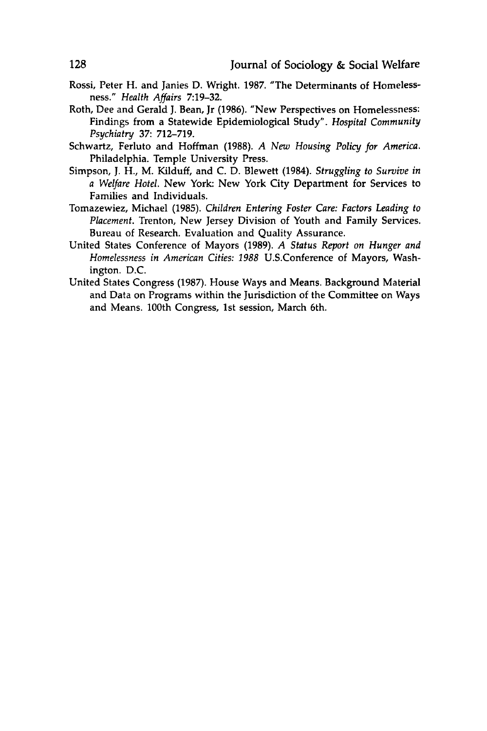Rossi, Peter H. and Janies D. Wright. 1987. "The Determinants of Homelessness." *Health Affairs* 7:19–32.

Roth, Dee and Gerald J. Bean, Jr (1986). "New Perspectives on Homelessness: Findings from a Statewide Epidemiological Study". *Hospital Community Psychiatry* 37: 712–719.

Schwartz, Ferluto and Hoffman (1988). *A New Housing Policy for America.* Philadelphia. Temple University Press.

Simpson, J. H., M. Kilduff, and C. D. Blewett (1984). *Struggling to Survive in a Welfare Hotel.* New York: New York City Department for Services to Families and Individuals.

Tomazewiez, Michael (1985). *Children Entering Foster Care: Factors Leading to Placement.* Trenton, New Jersey Division of Youth and Family Services. Bureau of Research. Evaluation and Quality Assurance.

United States Conference of Mayors (1989). *A Status Report on Hunger and Homelessness in American Cities: 1988* U.S.Conference of Mayors, Washington. D.C.

United States Congress (1987). House Ways and Means. Background Material and Data on Programs within the Jurisdiction of the Committee on Ways and Means. 100th Congress, 1st session, March 6th.